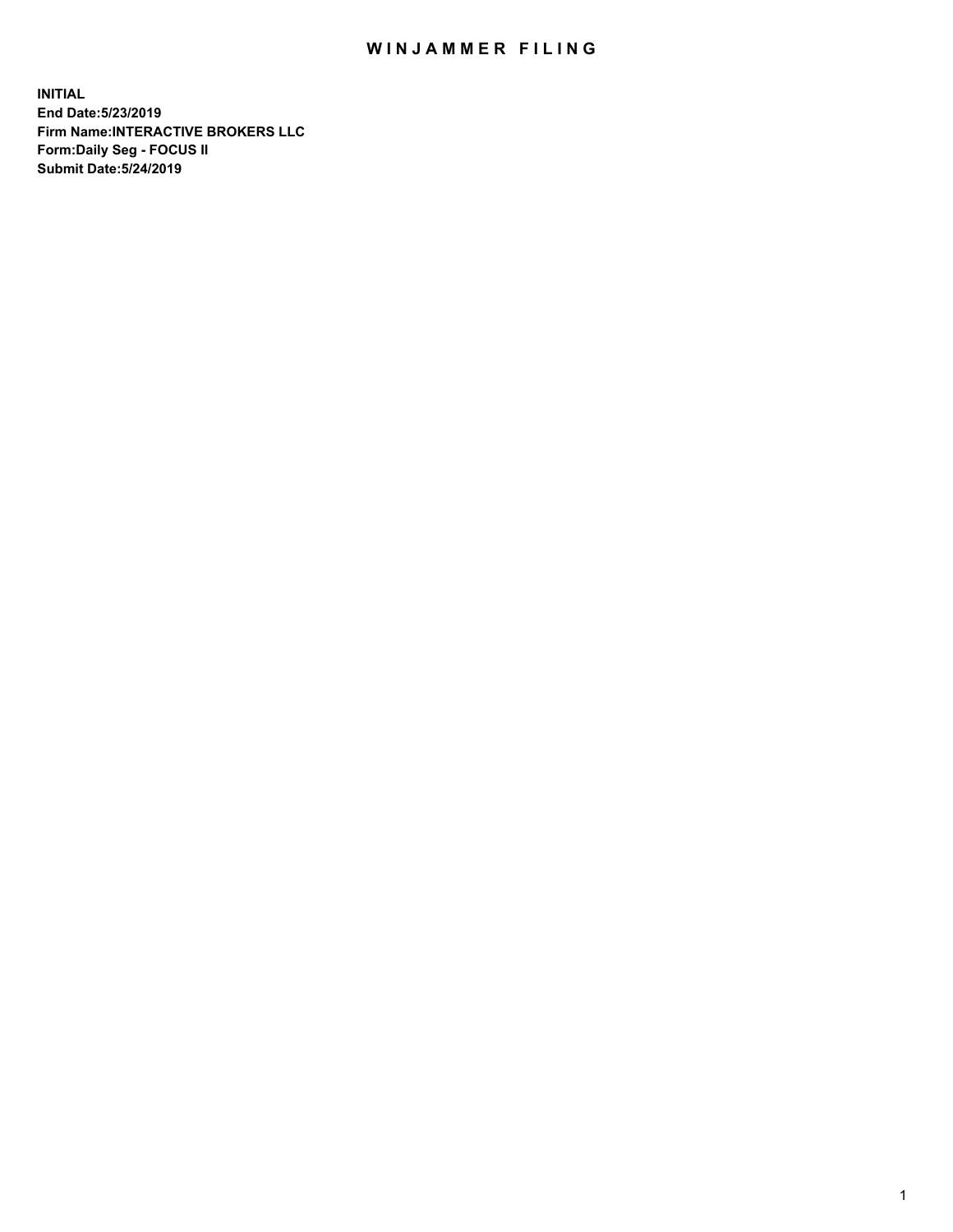# WINJAMMER FILING

**INITIAL**
**End Date:5/23/2019**
**Firm Name:INTERACTIVE BROKERS LLC**
**Form:Daily Seg - FOCUS II**
**Submit Date:5/24/2019**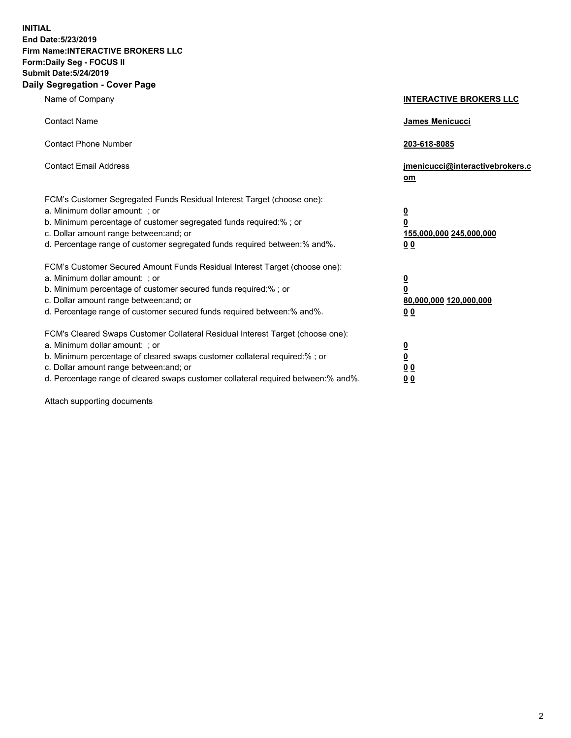**INITIAL**
**End Date:5/23/2019**
**Firm Name:INTERACTIVE BROKERS LLC**
**Form:Daily Seg - FOCUS II**
**Submit Date:5/24/2019**
**Daily Segregation - Cover Page**

| | |
|---|---|
| Name of Company | **INTERACTIVE BROKERS LLC** |
| Contact Name | **James Menicucci** |
| Contact Phone Number | **203-618-8085** |
| Contact Email Address | **jmenicucci@interactivebrokers.com** |
| FCM's Customer Segregated Funds Residual Interest Target (choose one): | |
| a. Minimum dollar amount: ; or | **0** |
| b. Minimum percentage of customer segregated funds required:% ; or | **0** |
| c. Dollar amount range between:and; or | **155,000,000 245,000,000** |
| d. Percentage range of customer segregated funds required between:% and%. | **0 0** |
| FCM's Customer Secured Amount Funds Residual Interest Target (choose one): | |
| a. Minimum dollar amount: ; or | **0** |
| b. Minimum percentage of customer secured funds required:% ; or | **0** |
| c. Dollar amount range between:and; or | **80,000,000 120,000,000** |
| d. Percentage range of customer secured funds required between:% and%. | **0 0** |
| FCM's Cleared Swaps Customer Collateral Residual Interest Target (choose one): | |
| a. Minimum dollar amount: ; or | **0** |
| b. Minimum percentage of cleared swaps customer collateral required:% ; or | **0** |
| c. Dollar amount range between:and; or | **0 0** |
| d. Percentage range of cleared swaps customer collateral required between:% and%. | **0 0** |

Attach supporting documents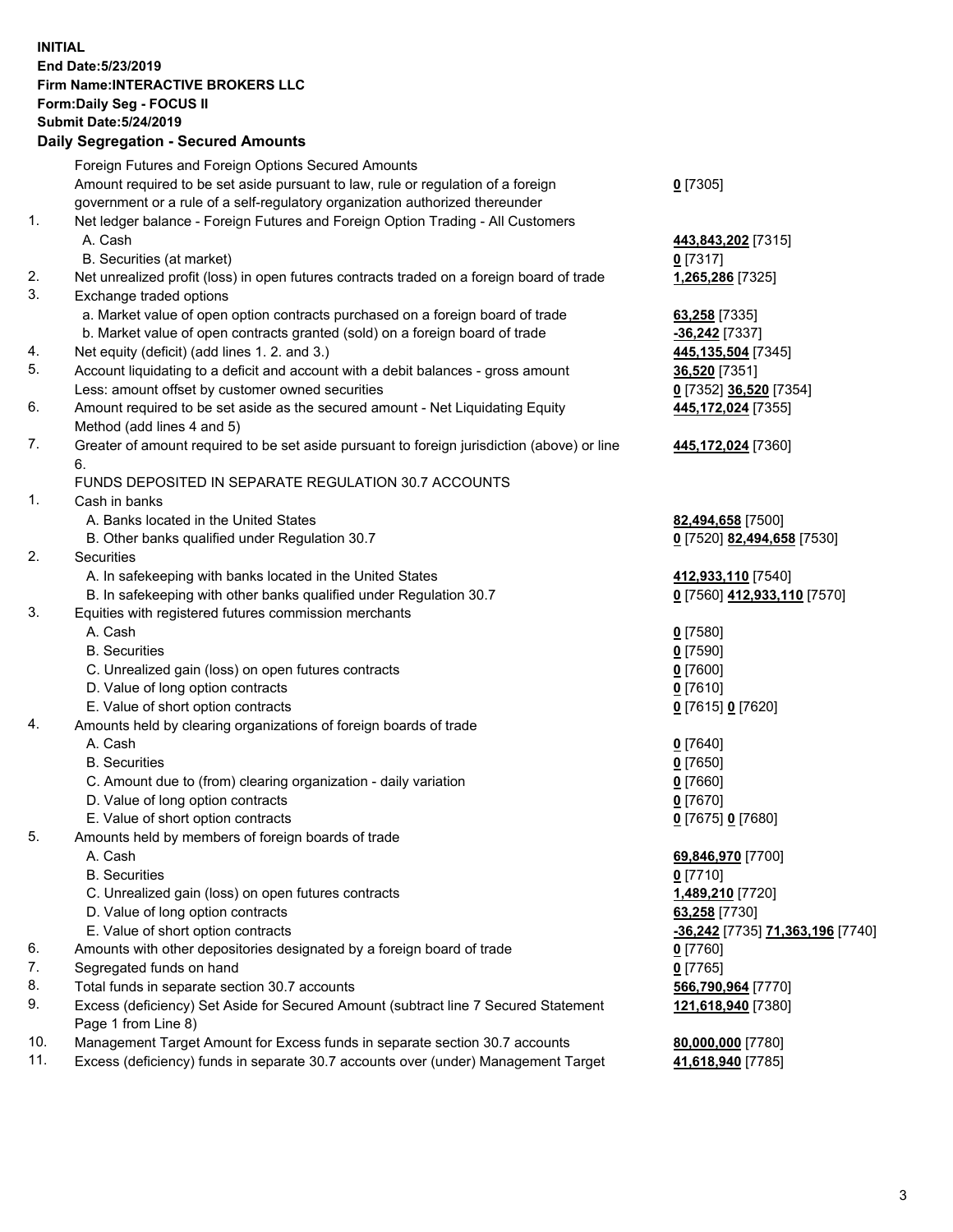**INITIAL**
**End Date:5/23/2019**
**Firm Name:INTERACTIVE BROKERS LLC**
**Form:Daily Seg - FOCUS II**
**Submit Date:5/24/2019**
**Daily Segregation - Secured Amounts**

| | | |
|---|---|---|
| | Foreign Futures and Foreign Options Secured Amounts | |
| | Amount required to be set aside pursuant to law, rule or regulation of a foreign government or a rule of a self-regulatory organization authorized thereunder | **0** [7305] |
| 1. | Net ledger balance - Foreign Futures and Foreign Option Trading - All Customers | |
| | A. Cash | **443,843,202** [7315] |
| | B. Securities (at market) | **0** [7317] |
| 2. | Net unrealized profit (loss) in open futures contracts traded on a foreign board of trade | **1,265,286** [7325] |
| 3. | Exchange traded options | |
| | a. Market value of open option contracts purchased on a foreign board of trade | **63,258** [7335] |
| | b. Market value of open contracts granted (sold) on a foreign board of trade | **-36,242** [7337] |
| 4. | Net equity (deficit) (add lines 1. 2. and 3.) | **445,135,504** [7345] |
| 5. | Account liquidating to a deficit and account with a debit balances - gross amount | **36,520** [7351] |
| | Less: amount offset by customer owned securities | **0** [7352] **36,520** [7354] |
| 6. | Amount required to be set aside as the secured amount - Net Liquidating Equity Method (add lines 4 and 5) | **445,172,024** [7355] |
| 7. | Greater of amount required to be set aside pursuant to foreign jurisdiction (above) or line 6. | **445,172,024** [7360] |
| | FUNDS DEPOSITED IN SEPARATE REGULATION 30.7 ACCOUNTS | |
| 1. | Cash in banks | |
| | A. Banks located in the United States | **82,494,658** [7500] |
| | B. Other banks qualified under Regulation 30.7 | **0** [7520] **82,494,658** [7530] |
| 2. | Securities | |
| | A. In safekeeping with banks located in the United States | **412,933,110** [7540] |
| | B. In safekeeping with other banks qualified under Regulation 30.7 | **0** [7560] **412,933,110** [7570] |
| 3. | Equities with registered futures commission merchants | |
| | A. Cash | **0** [7580] |
| | B. Securities | **0** [7590] |
| | C. Unrealized gain (loss) on open futures contracts | **0** [7600] |
| | D. Value of long option contracts | **0** [7610] |
| | E. Value of short option contracts | **0** [7615] **0** [7620] |
| 4. | Amounts held by clearing organizations of foreign boards of trade | |
| | A. Cash | **0** [7640] |
| | B. Securities | **0** [7650] |
| | C. Amount due to (from) clearing organization - daily variation | **0** [7660] |
| | D. Value of long option contracts | **0** [7670] |
| | E. Value of short option contracts | **0** [7675] **0** [7680] |
| 5. | Amounts held by members of foreign boards of trade | |
| | A. Cash | **69,846,970** [7700] |
| | B. Securities | **0** [7710] |
| | C. Unrealized gain (loss) on open futures contracts | **1,489,210** [7720] |
| | D. Value of long option contracts | **63,258** [7730] |
| | E. Value of short option contracts | **-36,242** [7735] **71,363,196** [7740] |
| 6. | Amounts with other depositories designated by a foreign board of trade | **0** [7760] |
| 7. | Segregated funds on hand | **0** [7765] |
| 8. | Total funds in separate section 30.7 accounts | **566,790,964** [7770] |
| 9. | Excess (deficiency) Set Aside for Secured Amount (subtract line 7 Secured Statement Page 1 from Line 8) | **121,618,940** [7380] |
| 10. | Management Target Amount for Excess funds in separate section 30.7 accounts | **80,000,000** [7780] |
| 11. | Excess (deficiency) funds in separate 30.7 accounts over (under) Management Target | **41,618,940** [7785] |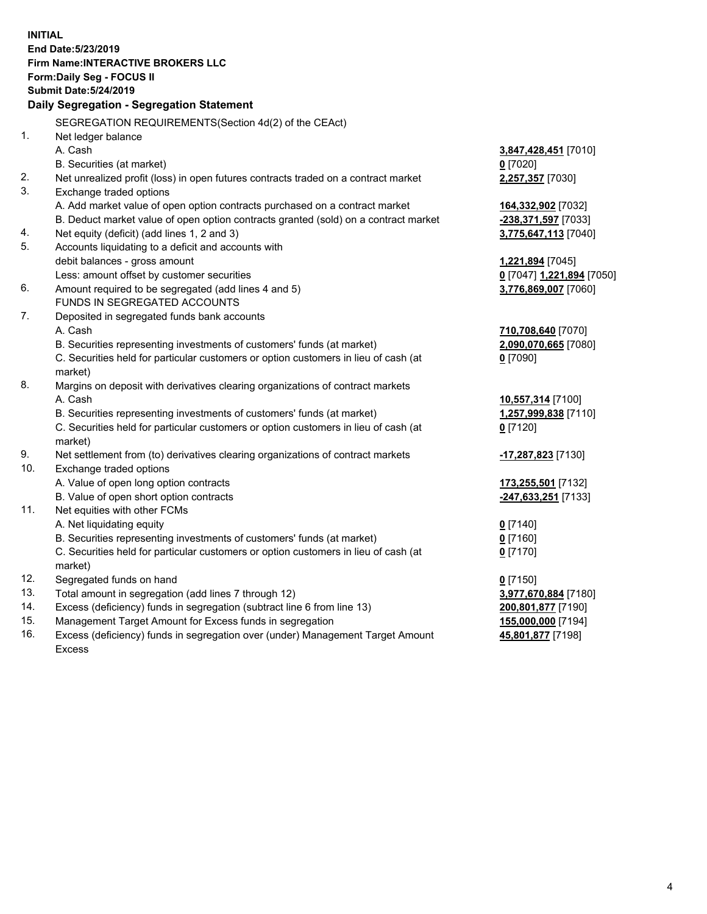**INITIAL**
**End Date:5/23/2019**
**Firm Name:INTERACTIVE BROKERS LLC**
**Form:Daily Seg - FOCUS II**
**Submit Date:5/24/2019**
**Daily Segregation - Segregation Statement**

| | | |
|---|---|---|
| | SEGREGATION REQUIREMENTS(Section 4d(2) of the CEAct) | |
| 1. | Net ledger balance | |
| | A. Cash | **3,847,428,451** [7010] |
| | B. Securities (at market) | **0** [7020] |
| 2. | Net unrealized profit (loss) in open futures contracts traded on a contract market | **2,257,357** [7030] |
| 3. | Exchange traded options | |
| | A. Add market value of open option contracts purchased on a contract market | **164,332,902** [7032] |
| | B. Deduct market value of open option contracts granted (sold) on a contract market | **-238,371,597** [7033] |
| 4. | Net equity (deficit) (add lines 1, 2 and 3) | **3,775,647,113** [7040] |
| 5. | Accounts liquidating to a deficit and accounts with debit balances - gross amount | **1,221,894** [7045] |
| | Less: amount offset by customer securities | **0** [7047] **1,221,894** [7050] |
| 6. | Amount required to be segregated (add lines 4 and 5) | **3,776,869,007** [7060] |
| | FUNDS IN SEGREGATED ACCOUNTS | |
| 7. | Deposited in segregated funds bank accounts | |
| | A. Cash | **710,708,640** [7070] |
| | B. Securities representing investments of customers' funds (at market) | **2,090,070,665** [7080] |
| | C. Securities held for particular customers or option customers in lieu of cash (at market) | **0** [7090] |
| 8. | Margins on deposit with derivatives clearing organizations of contract markets | |
| | A. Cash | **10,557,314** [7100] |
| | B. Securities representing investments of customers' funds (at market) | **1,257,999,838** [7110] |
| | C. Securities held for particular customers or option customers in lieu of cash (at market) | **0** [7120] |
| 9. | Net settlement from (to) derivatives clearing organizations of contract markets | **-17,287,823** [7130] |
| 10. | Exchange traded options | |
| | A. Value of open long option contracts | **173,255,501** [7132] |
| | B. Value of open short option contracts | **-247,633,251** [7133] |
| 11. | Net equities with other FCMs | |
| | A. Net liquidating equity | **0** [7140] |
| | B. Securities representing investments of customers' funds (at market) | **0** [7160] |
| | C. Securities held for particular customers or option customers in lieu of cash (at market) | **0** [7170] |
| 12. | Segregated funds on hand | **0** [7150] |
| 13. | Total amount in segregation (add lines 7 through 12) | **3,977,670,884** [7180] |
| 14. | Excess (deficiency) funds in segregation (subtract line 6 from line 13) | **200,801,877** [7190] |
| 15. | Management Target Amount for Excess funds in segregation | **155,000,000** [7194] |
| 16. | Excess (deficiency) funds in segregation over (under) Management Target Amount Excess | **45,801,877** [7198] |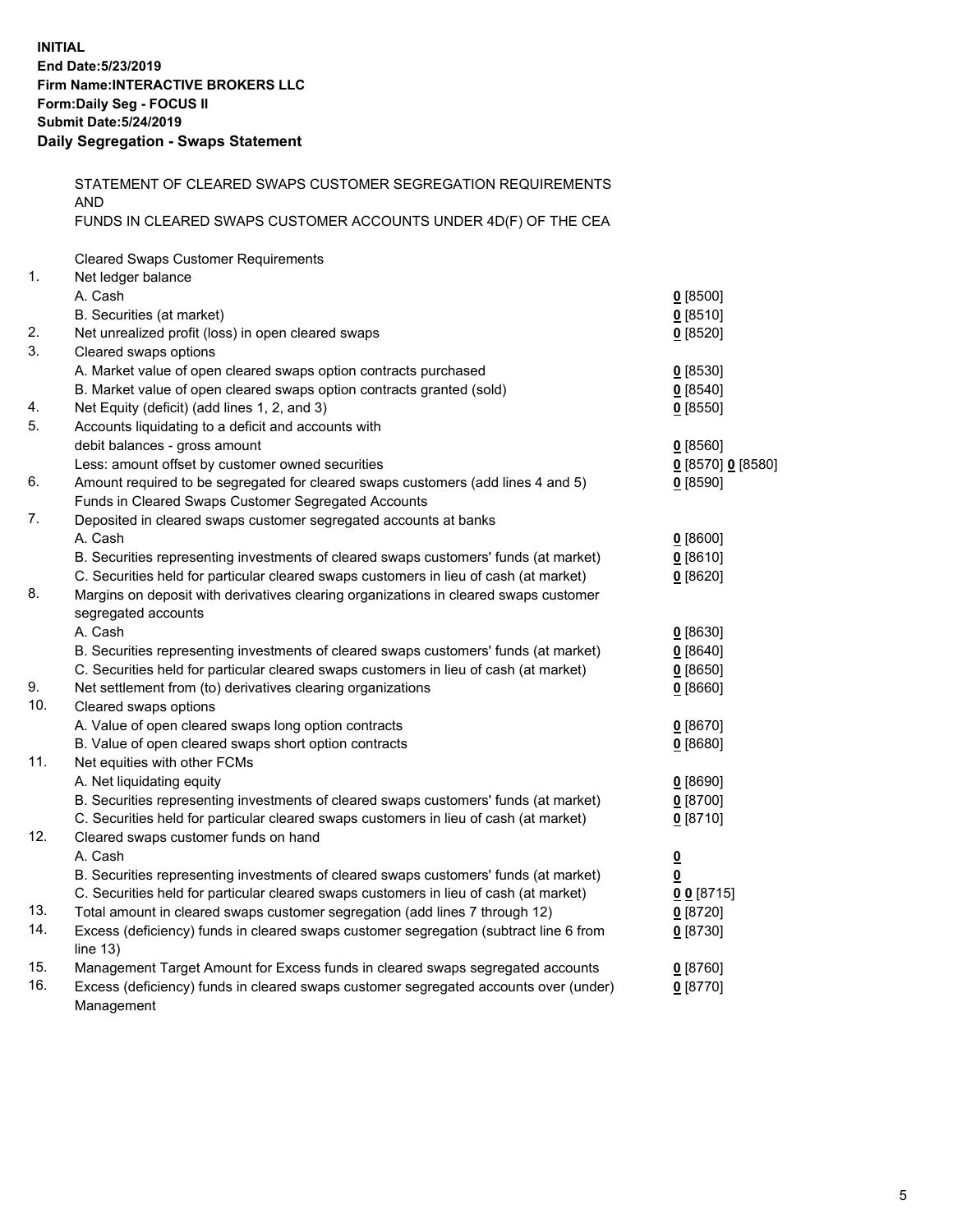**INITIAL**
**End Date:5/23/2019**
**Firm Name:INTERACTIVE BROKERS LLC**
**Form:Daily Seg - FOCUS II**
**Submit Date:5/24/2019**
**Daily Segregation - Swaps Statement**

STATEMENT OF CLEARED SWAPS CUSTOMER SEGREGATION REQUIREMENTS AND FUNDS IN CLEARED SWAPS CUSTOMER ACCOUNTS UNDER 4D(F) OF THE CEA

| | | |
|---|---|---|
| | Cleared Swaps Customer Requirements | |
| 1. | Net ledger balance | |
| | A. Cash | 0 [8500] |
| | B. Securities (at market) | 0 [8510] |
| 2. | Net unrealized profit (loss) in open cleared swaps | 0 [8520] |
| 3. | Cleared swaps options | |
| | A. Market value of open cleared swaps option contracts purchased | 0 [8530] |
| | B. Market value of open cleared swaps option contracts granted (sold) | 0 [8540] |
| 4. | Net Equity (deficit) (add lines 1, 2, and 3) | 0 [8550] |
| 5. | Accounts liquidating to a deficit and accounts with debit balances - gross amount | 0 [8560] |
| | Less: amount offset by customer owned securities | 0 [8570] 0 [8580] |
| 6. | Amount required to be segregated for cleared swaps customers (add lines 4 and 5) | 0 [8590] |
| | Funds in Cleared Swaps Customer Segregated Accounts | |
| 7. | Deposited in cleared swaps customer segregated accounts at banks | |
| | A. Cash | 0 [8600] |
| | B. Securities representing investments of cleared swaps customers' funds (at market) | 0 [8610] |
| | C. Securities held for particular cleared swaps customers in lieu of cash (at market) | 0 [8620] |
| 8. | Margins on deposit with derivatives clearing organizations in cleared swaps customer segregated accounts | |
| | A. Cash | 0 [8630] |
| | B. Securities representing investments of cleared swaps customers' funds (at market) | 0 [8640] |
| | C. Securities held for particular cleared swaps customers in lieu of cash (at market) | 0 [8650] |
| 9. | Net settlement from (to) derivatives clearing organizations | 0 [8660] |
| 10. | Cleared swaps options | |
| | A. Value of open cleared swaps long option contracts | 0 [8670] |
| | B. Value of open cleared swaps short option contracts | 0 [8680] |
| 11. | Net equities with other FCMs | |
| | A. Net liquidating equity | 0 [8690] |
| | B. Securities representing investments of cleared swaps customers' funds (at market) | 0 [8700] |
| | C. Securities held for particular cleared swaps customers in lieu of cash (at market) | 0 [8710] |
| 12. | Cleared swaps customer funds on hand | |
| | A. Cash | 0 |
| | B. Securities representing investments of cleared swaps customers' funds (at market) | 0 |
| | C. Securities held for particular cleared swaps customers in lieu of cash (at market) | 0 0 [8715] |
| 13. | Total amount in cleared swaps customer segregation (add lines 7 through 12) | 0 [8720] |
| 14. | Excess (deficiency) funds in cleared swaps customer segregation (subtract line 6 from line 13) | 0 [8730] |
| 15. | Management Target Amount for Excess funds in cleared swaps segregated accounts | 0 [8760] |
| 16. | Excess (deficiency) funds in cleared swaps customer segregated accounts over (under) Management | 0 [8770] |